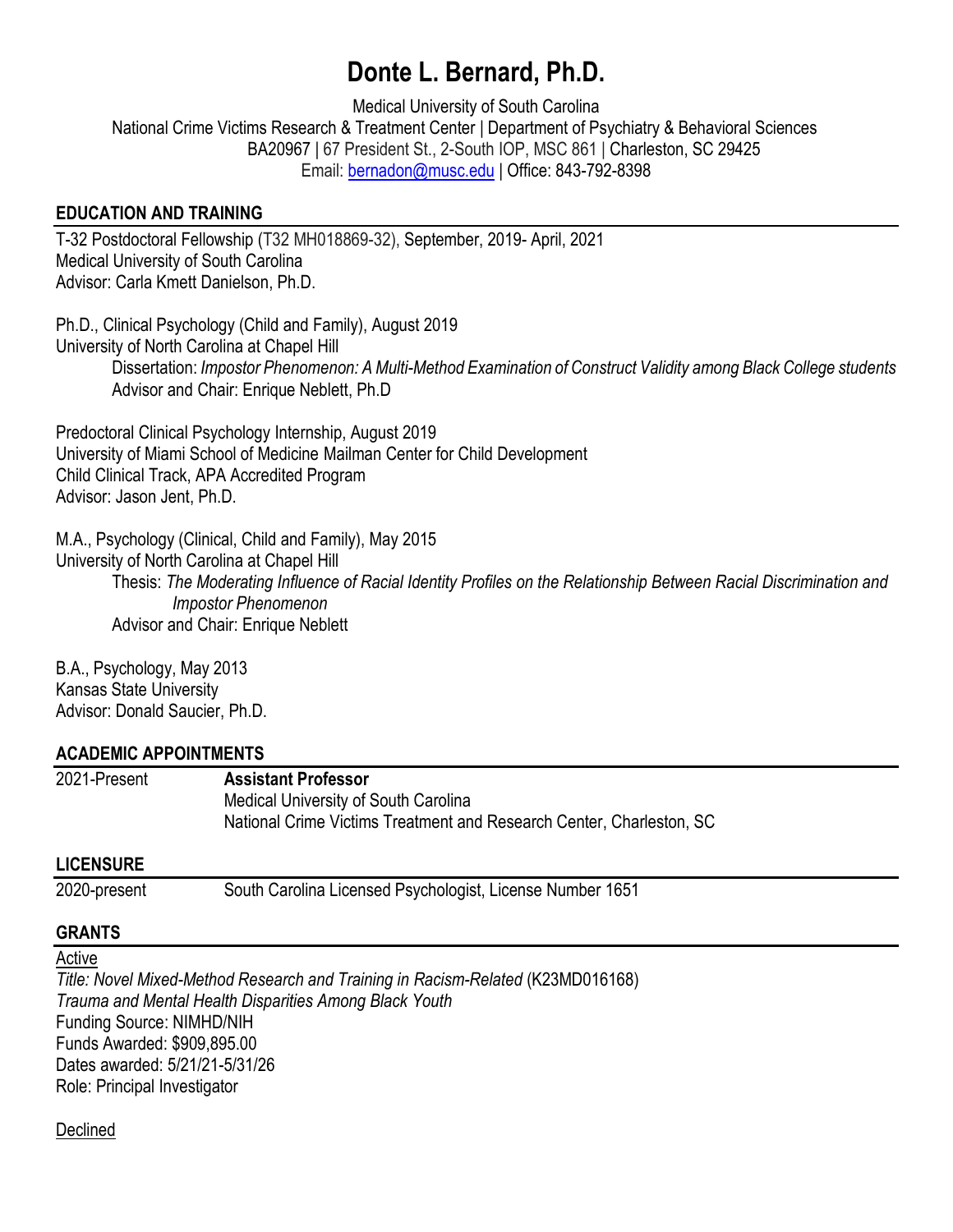# Donte L. Bernard, Ph.D.

Medical University of South Carolina
National Crime Victims Research & Treatment Center | Department of Psychiatry & Behavioral Sciences
BA20967 | 67 President St., 2-South IOP, MSC 861 | Charleston, SC 29425
Email: bernadon@musc.edu | Office: 843-792-8398

## EDUCATION AND TRAINING

T-32 Postdoctoral Fellowship (T32 MH018869-32), September, 2019- April, 2021
Medical University of South Carolina
Advisor: Carla Kmett Danielson, Ph.D.

Ph.D., Clinical Psychology (Child and Family), August 2019
University of North Carolina at Chapel Hill
Dissertation: *Impostor Phenomenon: A Multi-Method Examination of Construct Validity among Black College students*
Advisor and Chair: Enrique Neblett, Ph.D

Predoctoral Clinical Psychology Internship, August 2019
University of Miami School of Medicine Mailman Center for Child Development
Child Clinical Track, APA Accredited Program
Advisor: Jason Jent, Ph.D.

M.A., Psychology (Clinical, Child and Family), May 2015
University of North Carolina at Chapel Hill
Thesis: *The Moderating Influence of Racial Identity Profiles on the Relationship Between Racial Discrimination and Impostor Phenomenon*
Advisor and Chair: Enrique Neblett

B.A., Psychology, May 2013
Kansas State University
Advisor: Donald Saucier, Ph.D.

## ACADEMIC APPOINTMENTS

2021-Present **Assistant Professor**
Medical University of South Carolina
National Crime Victims Treatment and Research Center, Charleston, SC

## LICENSURE

2020-present South Carolina Licensed Psychologist, License Number 1651

## GRANTS

Active

*Title: Novel Mixed-Method Research and Training in Racism-Related* (K23MD016168)
*Trauma and Mental Health Disparities Among Black Youth*
Funding Source: NIMHD/NIH
Funds Awarded: $909,895.00
Dates awarded: 5/21/21-5/31/26
Role: Principal Investigator

Declined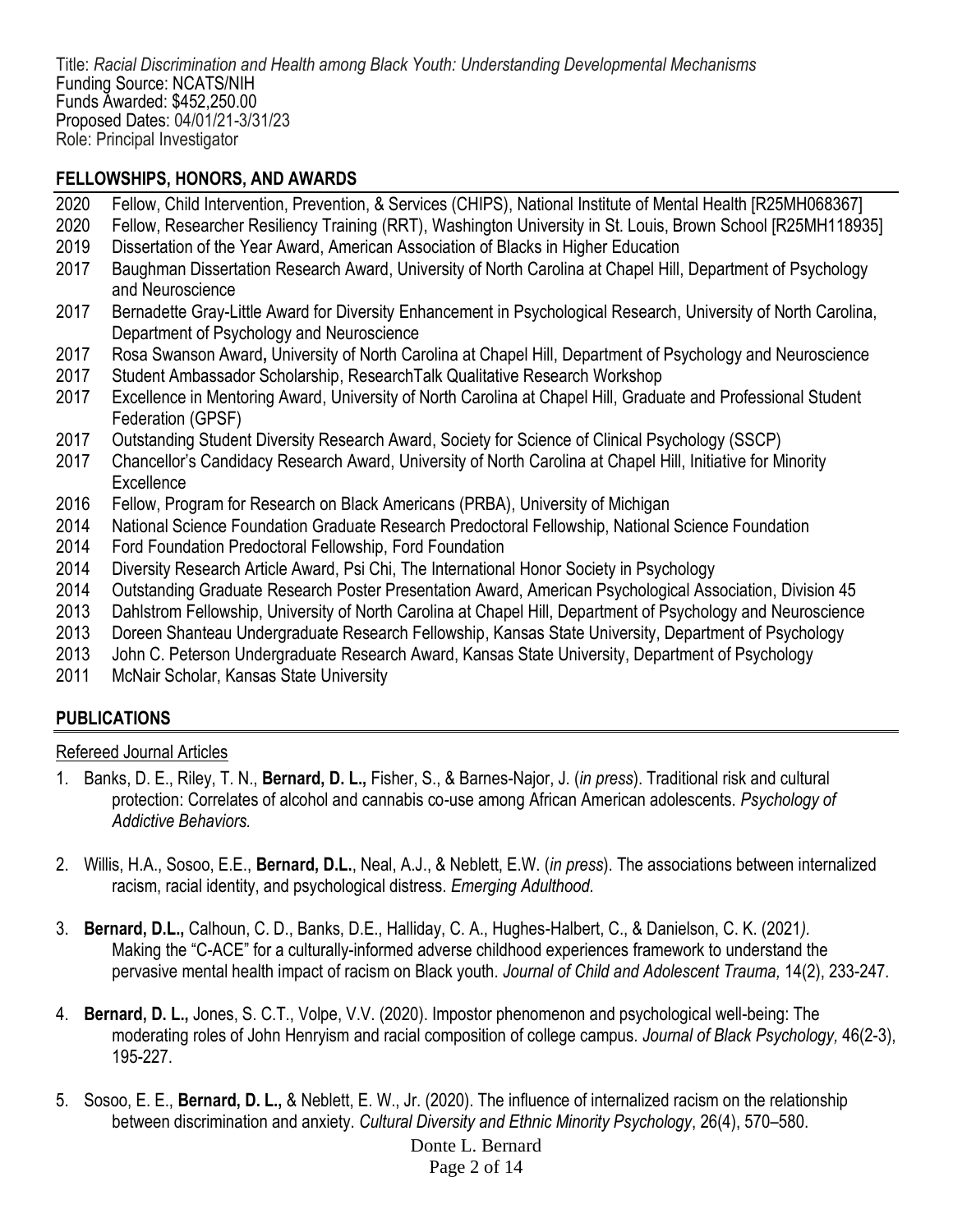Title: *Racial Discrimination and Health among Black Youth: Understanding Developmental Mechanisms*
Funding Source: NCATS/NIH
Funds Awarded: $452,250.00
Proposed Dates: 04/01/21-3/31/23
Role: Principal Investigator

## FELLOWSHIPS, HONORS, AND AWARDS

- 2020 Fellow, Child Intervention, Prevention, & Services (CHIPS), National Institute of Mental Health [R25MH068367]
- 2020 Fellow, Researcher Resiliency Training (RRT), Washington University in St. Louis, Brown School [R25MH118935]
- 2019 Dissertation of the Year Award, American Association of Blacks in Higher Education
- 2017 Baughman Dissertation Research Award, University of North Carolina at Chapel Hill, Department of Psychology and Neuroscience
- 2017 Bernadette Gray-Little Award for Diversity Enhancement in Psychological Research, University of North Carolina, Department of Psychology and Neuroscience
- 2017 Rosa Swanson Award**,** University of North Carolina at Chapel Hill, Department of Psychology and Neuroscience
- 2017 Student Ambassador Scholarship, ResearchTalk Qualitative Research Workshop
- 2017 Excellence in Mentoring Award, University of North Carolina at Chapel Hill, Graduate and Professional Student Federation (GPSF)
- 2017 Outstanding Student Diversity Research Award, Society for Science of Clinical Psychology (SSCP)
- 2017 Chancellor's Candidacy Research Award, University of North Carolina at Chapel Hill, Initiative for Minority Excellence
- 2016 Fellow, Program for Research on Black Americans (PRBA), University of Michigan
- 2014 National Science Foundation Graduate Research Predoctoral Fellowship, National Science Foundation
- 2014 Ford Foundation Predoctoral Fellowship, Ford Foundation
- 2014 Diversity Research Article Award, Psi Chi, The International Honor Society in Psychology
- 2014 Outstanding Graduate Research Poster Presentation Award, American Psychological Association, Division 45
- 2013 Dahlstrom Fellowship, University of North Carolina at Chapel Hill, Department of Psychology and Neuroscience
- 2013 Doreen Shanteau Undergraduate Research Fellowship, Kansas State University, Department of Psychology
- 2013 John C. Peterson Undergraduate Research Award, Kansas State University, Department of Psychology
- 2011 McNair Scholar, Kansas State University

## PUBLICATIONS

Refereed Journal Articles

1. Banks, D. E., Riley, T. N., **Bernard, D. L.,** Fisher, S., & Barnes-Najor, J. (*in press*). Traditional risk and cultural protection: Correlates of alcohol and cannabis co-use among African American adolescents. *Psychology of Addictive Behaviors.*

2. Willis, H.A., Sosoo, E.E., **Bernard, D.L.**, Neal, A.J., & Neblett, E.W. (*in press*). The associations between internalized racism, racial identity, and psychological distress. *Emerging Adulthood.*

3. **Bernard, D.L.,** Calhoun, C. D., Banks, D.E., Halliday, C. A., Hughes-Halbert, C., & Danielson, C. K. (2021*).* Making the "C-ACE" for a culturally-informed adverse childhood experiences framework to understand the pervasive mental health impact of racism on Black youth. *Journal of Child and Adolescent Trauma,* 14(2), 233-247*.*

4. **Bernard, D. L.,** Jones, S. C.T., Volpe, V.V. (2020). Impostor phenomenon and psychological well-being: The moderating roles of John Henryism and racial composition of college campus. *Journal of Black Psychology,* 46(2-3), 195-227.

5. Sosoo, E. E., **Bernard, D. L.,** & Neblett, E. W., Jr. (2020). The influence of internalized racism on the relationship between discrimination and anxiety. *Cultural Diversity and Ethnic Minority Psychology*, 26(4), 570–580.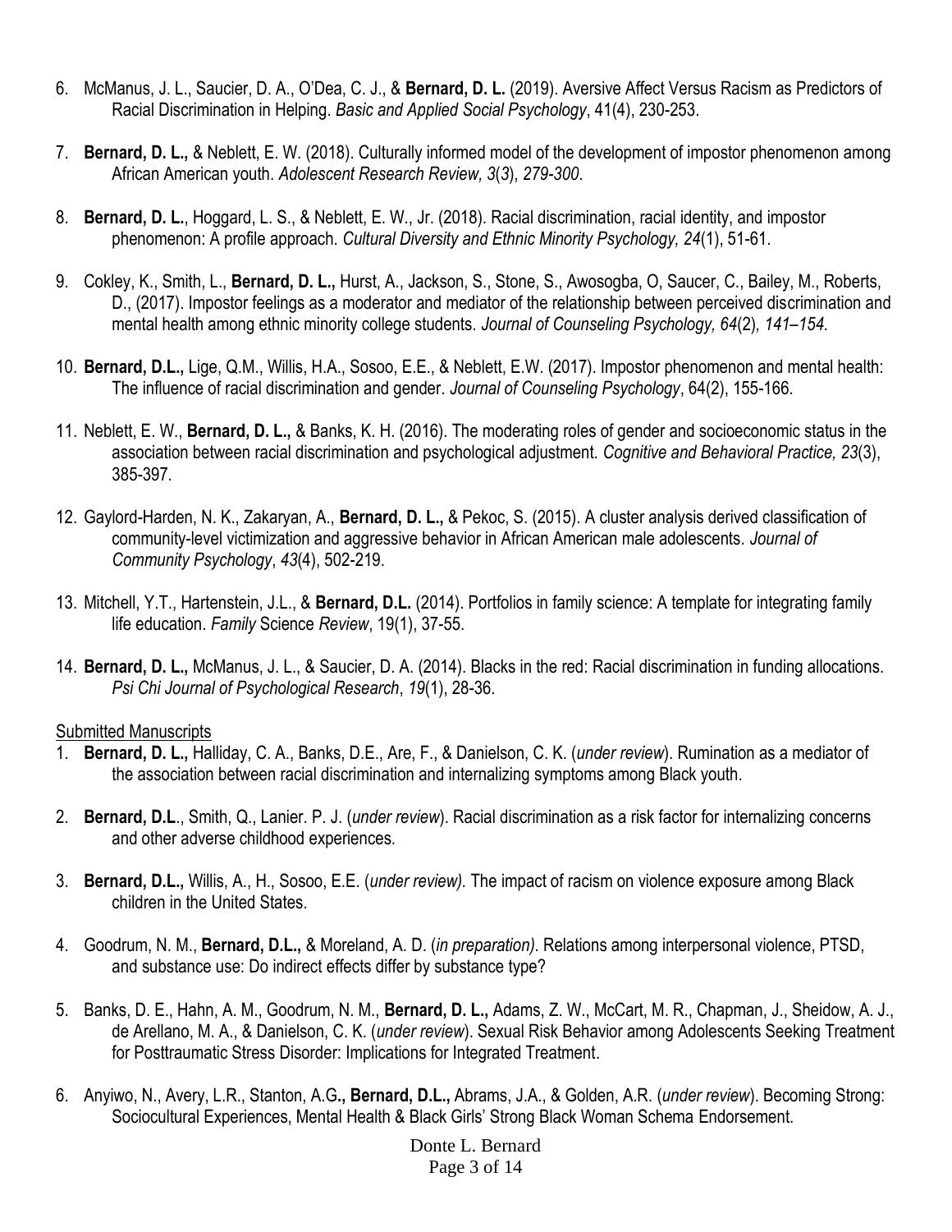6. McManus, J. L., Saucier, D. A., O'Dea, C. J., & **Bernard, D. L.** (2019). Aversive Affect Versus Racism as Predictors of Racial Discrimination in Helping. *Basic and Applied Social Psychology*, 41(4), 230-253.

7. **Bernard, D. L.,** & Neblett, E. W. (2018). Culturally informed model of the development of impostor phenomenon among African American youth. *Adolescent Research Review, 3*(*3*), *279-300*.

8. **Bernard, D. L.**, Hoggard, L. S., & Neblett, E. W., Jr. (2018). Racial discrimination, racial identity, and impostor phenomenon: A profile approach. *Cultural Diversity and Ethnic Minority Psychology, 24*(1), 51-61.

9. Cokley, K., Smith, L., **Bernard, D. L.,** Hurst, A., Jackson, S., Stone, S., Awosogba, O, Saucer, C., Bailey, M., Roberts, D., (2017). Impostor feelings as a moderator and mediator of the relationship between perceived discrimination and mental health among ethnic minority college students. *Journal of Counseling Psychology, 64*(2)*, 141–154.*

10. **Bernard, D.L.,** Lige, Q.M., Willis, H.A., Sosoo, E.E., & Neblett, E.W. (2017). Impostor phenomenon and mental health: The influence of racial discrimination and gender. *Journal of Counseling Psychology*, 64(2), 155-166.

11. Neblett, E. W., **Bernard, D. L.,** & Banks, K. H. (2016). The moderating roles of gender and socioeconomic status in the association between racial discrimination and psychological adjustment. *Cognitive and Behavioral Practice, 23*(3), 385-397*.*

12. Gaylord-Harden, N. K., Zakaryan, A., **Bernard, D. L.,** & Pekoc, S. (2015). A cluster analysis derived classification of community-level victimization and aggressive behavior in African American male adolescents. *Journal of Community Psychology*, *43*(4), 502-219.

13. Mitchell, Y.T., Hartenstein, J.L., & **Bernard, D.L.** (2014). Portfolios in family science: A template for integrating family life education. *Family* Science *Review*, 19(1), 37-55.

14. **Bernard, D. L.,** McManus, J. L., & Saucier, D. A. (2014). Blacks in the red: Racial discrimination in funding allocations. *Psi Chi Journal of Psychological Research*, *19*(1), 28-36.

Submitted Manuscripts

1. **Bernard, D. L.,** Halliday, C. A., Banks, D.E., Are, F., & Danielson, C. K. (*under review*). Rumination as a mediator of the association between racial discrimination and internalizing symptoms among Black youth.

2. **Bernard, D.L**., Smith, Q., Lanier. P. J. (*under review*). Racial discrimination as a risk factor for internalizing concerns and other adverse childhood experiences.

3. **Bernard, D.L.,** Willis, A., H., Sosoo, E.E. (*under review).* The impact of racism on violence exposure among Black children in the United States.

4. Goodrum, N. M., **Bernard, D.L.,** & Moreland, A. D. (*in preparation)*. Relations among interpersonal violence, PTSD, and substance use: Do indirect effects differ by substance type?

5. Banks, D. E., Hahn, A. M., Goodrum, N. M., **Bernard, D. L.,** Adams, Z. W., McCart, M. R., Chapman, J., Sheidow, A. J., de Arellano, M. A., & Danielson, C. K. (*under review*). Sexual Risk Behavior among Adolescents Seeking Treatment for Posttraumatic Stress Disorder: Implications for Integrated Treatment.

6. Anyiwo, N., Avery, L.R., Stanton, A.G**., Bernard, D.L.,** Abrams, J.A., & Golden, A.R. (*under review*). Becoming Strong: Sociocultural Experiences, Mental Health & Black Girls' Strong Black Woman Schema Endorsement.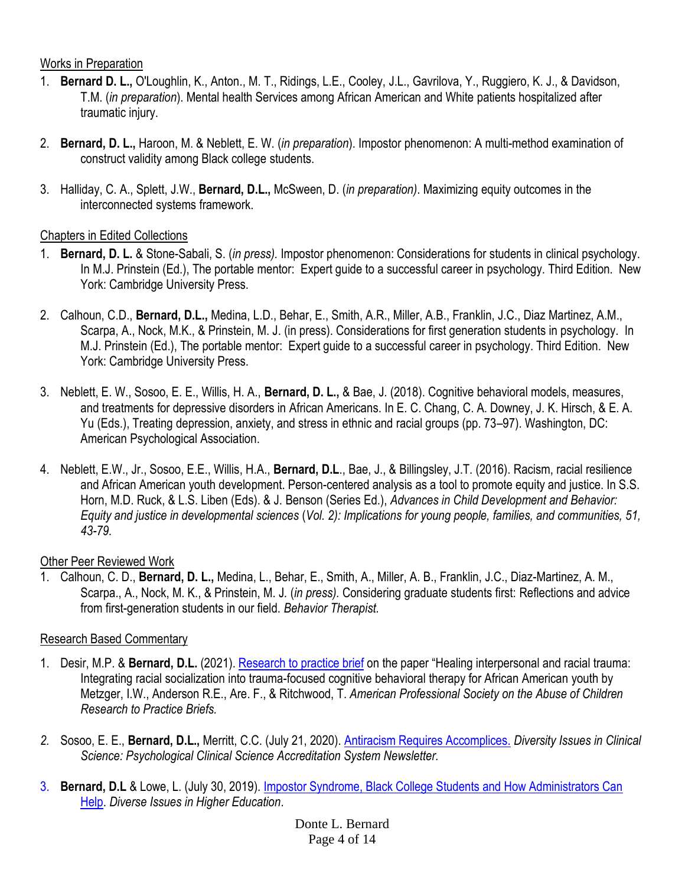Works in Preparation

1. **Bernard D. L.,** O'Loughlin, K., Anton., M. T., Ridings, L.E., Cooley, J.L., Gavrilova, Y., Ruggiero, K. J., & Davidson, T.M. (*in preparation*). Mental health Services among African American and White patients hospitalized after traumatic injury.

2. **Bernard, D. L.,** Haroon, M. & Neblett, E. W. (*in preparation*). Impostor phenomenon: A multi-method examination of construct validity among Black college students.

3. Halliday, C. A., Splett, J.W., **Bernard, D.L.,** McSween, D. (*in preparation)*. Maximizing equity outcomes in the interconnected systems framework.

Chapters in Edited Collections

1. **Bernard, D. L.** & Stone-Sabali, S. (*in press).* Impostor phenomenon: Considerations for students in clinical psychology. In M.J. Prinstein (Ed.), The portable mentor: Expert guide to a successful career in psychology. Third Edition. New York: Cambridge University Press.

2. Calhoun, C.D., **Bernard, D.L.,** Medina, L.D., Behar, E., Smith, A.R., Miller, A.B., Franklin, J.C., Diaz Martinez, A.M., Scarpa, A., Nock, M.K., & Prinstein, M. J. (in press). Considerations for first generation students in psychology. In M.J. Prinstein (Ed.), The portable mentor: Expert guide to a successful career in psychology. Third Edition. New York: Cambridge University Press.

3. Neblett, E. W., Sosoo, E. E., Willis, H. A., **Bernard, D. L.,** & Bae, J. (2018). Cognitive behavioral models, measures, and treatments for depressive disorders in African Americans. In E. C. Chang, C. A. Downey, J. K. Hirsch, & E. A. Yu (Eds.), Treating depression, anxiety, and stress in ethnic and racial groups (pp. 73–97). Washington, DC: American Psychological Association.

4. Neblett, E.W., Jr., Sosoo, E.E., Willis, H.A., **Bernard, D.L**., Bae, J., & Billingsley, J.T. (2016). Racism, racial resilience and African American youth development. Person-centered analysis as a tool to promote equity and justice. In S.S. Horn, M.D. Ruck, & L.S. Liben (Eds). & J. Benson (Series Ed.), *Advances in Child Development and Behavior: Equity and justice in developmental sciences* (*Vol. 2): Implications for young people, families, and communities, 51, 43-79.*

Other Peer Reviewed Work

1. Calhoun, C. D., **Bernard, D. L.,** Medina, L., Behar, E., Smith, A., Miller, A. B., Franklin, J.C., Diaz-Martinez, A. M., Scarpa., A., Nock, M. K., & Prinstein, M. J. (*in press).* Considering graduate students first: Reflections and advice from first-generation students in our field. *Behavior Therapist.*

Research Based Commentary

1. Desir, M.P. & **Bernard, D.L.** (2021). Research to practice brief on the paper "Healing interpersonal and racial trauma: Integrating racial socialization into trauma-focused cognitive behavioral therapy for African American youth by Metzger, I.W., Anderson R.E., Are. F., & Ritchwood, T. *American Professional Society on the Abuse of Children Research to Practice Briefs.*

2. Sosoo, E. E., **Bernard, D.L.,** Merritt, C.C. (July 21, 2020). Antiracism Requires Accomplices. *Diversity Issues in Clinical Science: Psychological Clinical Science Accreditation System Newsletter.*

3. **Bernard, D.L** & Lowe, L. (July 30, 2019). Impostor Syndrome, Black College Students and How Administrators Can Help. *Diverse Issues in Higher Education*.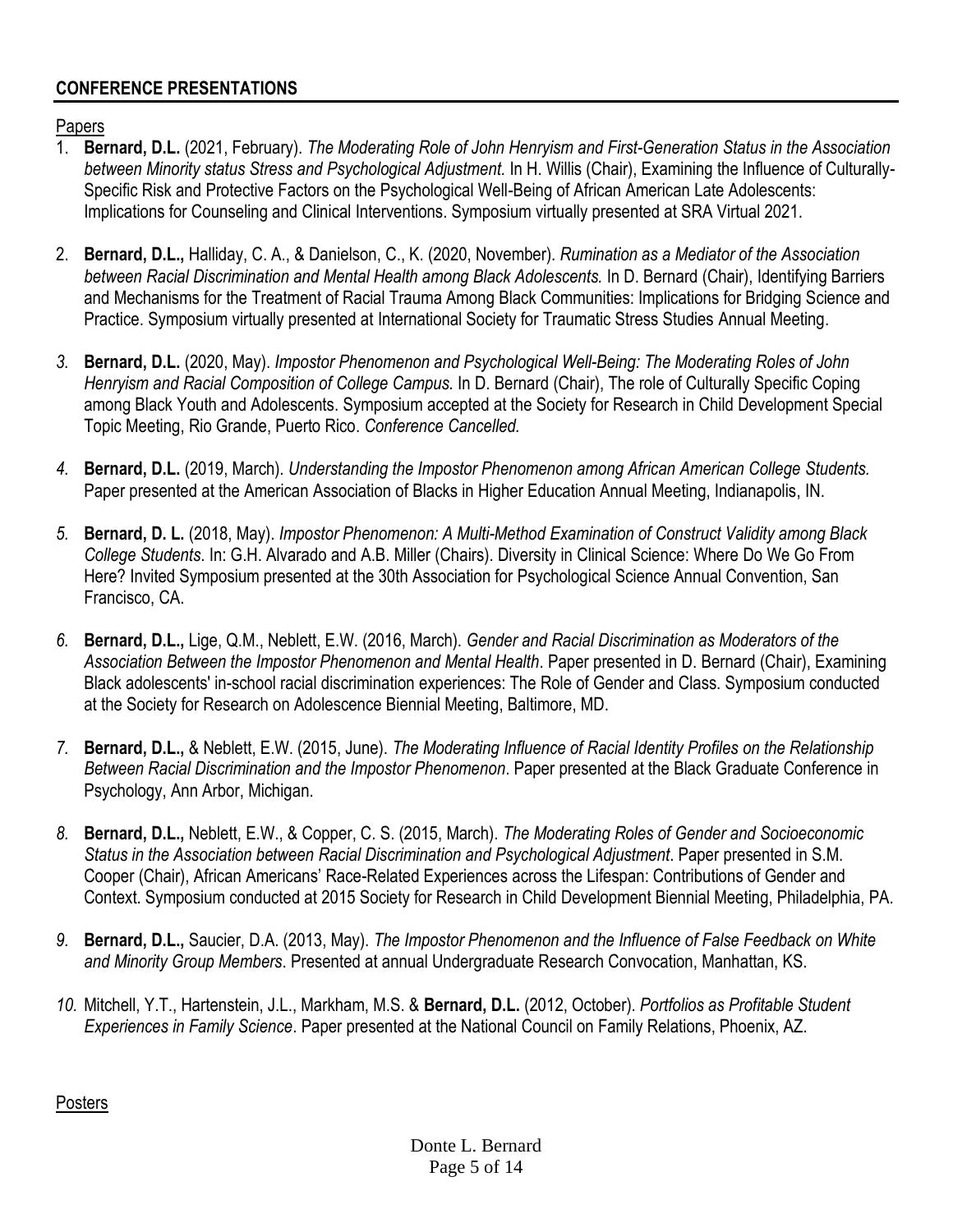## CONFERENCE PRESENTATIONS

Papers

1. **Bernard, D.L.** (2021, February). *The Moderating Role of John Henryism and First-Generation Status in the Association between Minority status Stress and Psychological Adjustment.* In H. Willis (Chair), Examining the Influence of Culturally-Specific Risk and Protective Factors on the Psychological Well-Being of African American Late Adolescents: Implications for Counseling and Clinical Interventions. Symposium virtually presented at SRA Virtual 2021.

2. **Bernard, D.L.,** Halliday, C. A., & Danielson, C., K. (2020, November). *Rumination as a Mediator of the Association between Racial Discrimination and Mental Health among Black Adolescents.* In D. Bernard (Chair), Identifying Barriers and Mechanisms for the Treatment of Racial Trauma Among Black Communities: Implications for Bridging Science and Practice. Symposium virtually presented at International Society for Traumatic Stress Studies Annual Meeting.

3. **Bernard, D.L.** (2020, May). *Impostor Phenomenon and Psychological Well-Being: The Moderating Roles of John Henryism and Racial Composition of College Campus.* In D. Bernard (Chair), The role of Culturally Specific Coping among Black Youth and Adolescents. Symposium accepted at the Society for Research in Child Development Special Topic Meeting, Rio Grande, Puerto Rico. *Conference Cancelled.*

4. **Bernard, D.L.** (2019, March). *Understanding the Impostor Phenomenon among African American College Students.* Paper presented at the American Association of Blacks in Higher Education Annual Meeting, Indianapolis, IN.

5. **Bernard, D. L.** (2018, May). *Impostor Phenomenon: A Multi-Method Examination of Construct Validity among Black College Students*. In: G.H. Alvarado and A.B. Miller (Chairs). Diversity in Clinical Science: Where Do We Go From Here? Invited Symposium presented at the 30th Association for Psychological Science Annual Convention, San Francisco, CA.

6. **Bernard, D.L.,** Lige, Q.M., Neblett, E.W. (2016, March). *Gender and Racial Discrimination as Moderators of the Association Between the Impostor Phenomenon and Mental Health*. Paper presented in D. Bernard (Chair), Examining Black adolescents' in-school racial discrimination experiences: The Role of Gender and Class. Symposium conducted at the Society for Research on Adolescence Biennial Meeting, Baltimore, MD.

7. **Bernard, D.L.,** & Neblett, E.W. (2015, June). *The Moderating Influence of Racial Identity Profiles on the Relationship Between Racial Discrimination and the Impostor Phenomenon*. Paper presented at the Black Graduate Conference in Psychology, Ann Arbor, Michigan.

8. **Bernard, D.L.,** Neblett, E.W., & Copper, C. S. (2015, March). *The Moderating Roles of Gender and Socioeconomic Status in the Association between Racial Discrimination and Psychological Adjustment*. Paper presented in S.M. Cooper (Chair), African Americans' Race-Related Experiences across the Lifespan: Contributions of Gender and Context. Symposium conducted at 2015 Society for Research in Child Development Biennial Meeting, Philadelphia, PA.

9. **Bernard, D.L.,** Saucier, D.A. (2013, May). *The Impostor Phenomenon and the Influence of False Feedback on White and Minority Group Members*. Presented at annual Undergraduate Research Convocation, Manhattan, KS.

10. Mitchell, Y.T., Hartenstein, J.L., Markham, M.S. & **Bernard, D.L.** (2012, October). *Portfolios as Profitable Student Experiences in Family Science*. Paper presented at the National Council on Family Relations, Phoenix, AZ.

Posters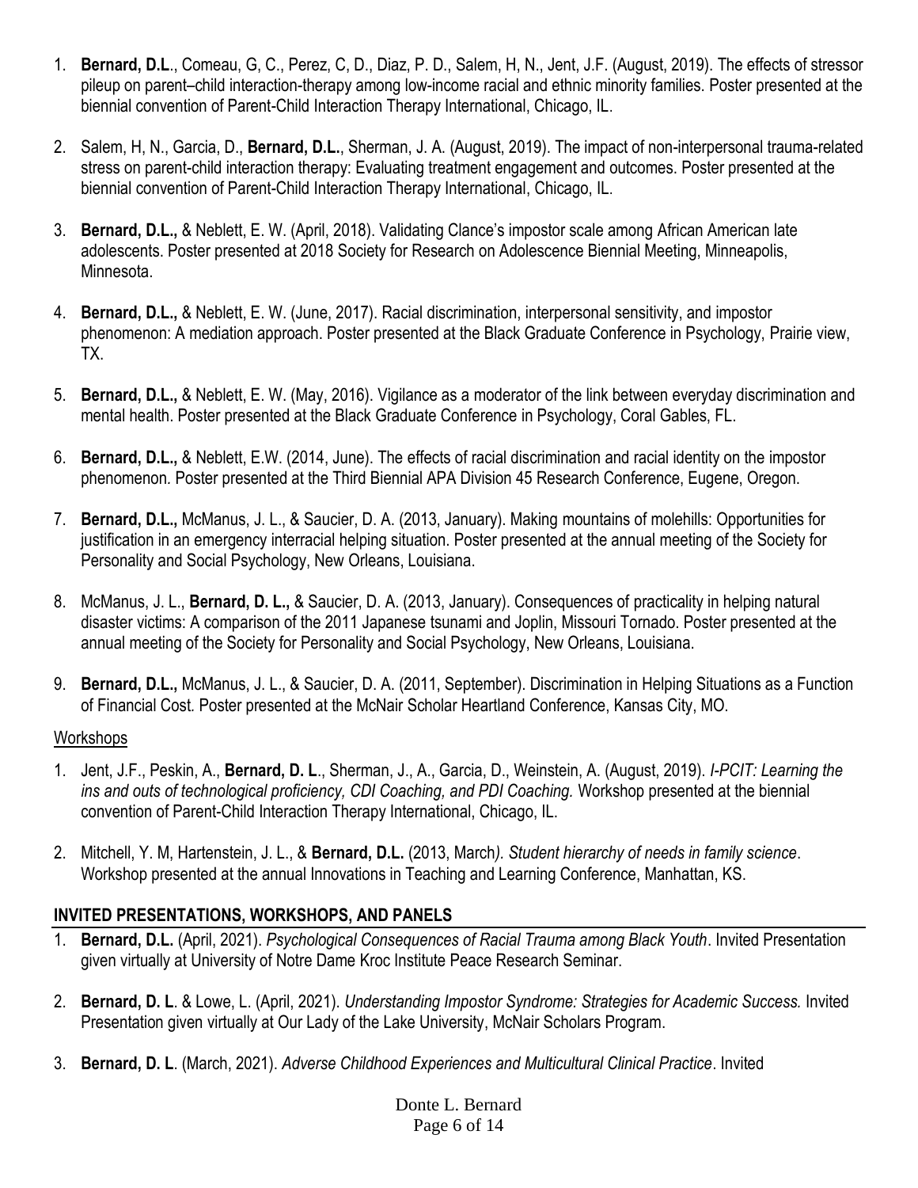1. **Bernard, D.L**., Comeau, G, C., Perez, C, D., Diaz, P. D., Salem, H, N., Jent, J.F. (August, 2019). The effects of stressor pileup on parent–child interaction-therapy among low-income racial and ethnic minority families. Poster presented at the biennial convention of Parent-Child Interaction Therapy International, Chicago, IL.

2. Salem, H, N., Garcia, D., **Bernard, D.L.**, Sherman, J. A. (August, 2019). The impact of non-interpersonal trauma-related stress on parent-child interaction therapy: Evaluating treatment engagement and outcomes. Poster presented at the biennial convention of Parent-Child Interaction Therapy International, Chicago, IL.

3. **Bernard, D.L.,** & Neblett, E. W. (April, 2018). Validating Clance's impostor scale among African American late adolescents. Poster presented at 2018 Society for Research on Adolescence Biennial Meeting, Minneapolis, Minnesota.

4. **Bernard, D.L.,** & Neblett, E. W. (June, 2017). Racial discrimination, interpersonal sensitivity, and impostor phenomenon: A mediation approach. Poster presented at the Black Graduate Conference in Psychology, Prairie view, TX.

5. **Bernard, D.L.,** & Neblett, E. W. (May, 2016). Vigilance as a moderator of the link between everyday discrimination and mental health. Poster presented at the Black Graduate Conference in Psychology, Coral Gables, FL.

6. **Bernard, D.L.,** & Neblett, E.W. (2014, June). The effects of racial discrimination and racial identity on the impostor phenomenon*.* Poster presented at the Third Biennial APA Division 45 Research Conference, Eugene, Oregon.

7. **Bernard, D.L.,** McManus, J. L., & Saucier, D. A. (2013, January). Making mountains of molehills: Opportunities for justification in an emergency interracial helping situation. Poster presented at the annual meeting of the Society for Personality and Social Psychology, New Orleans, Louisiana.

8. McManus, J. L., **Bernard, D. L.,** & Saucier, D. A. (2013, January). Consequences of practicality in helping natural disaster victims: A comparison of the 2011 Japanese tsunami and Joplin, Missouri Tornado. Poster presented at the annual meeting of the Society for Personality and Social Psychology, New Orleans, Louisiana.

9. **Bernard, D.L.,** McManus, J. L., & Saucier, D. A. (2011, September). Discrimination in Helping Situations as a Function of Financial Cost. Poster presented at the McNair Scholar Heartland Conference, Kansas City, MO.

Workshops

1. Jent, J.F., Peskin, A., **Bernard, D. L**., Sherman, J., A., Garcia, D., Weinstein, A. (August, 2019). *I-PCIT: Learning the ins and outs of technological proficiency, CDI Coaching, and PDI Coaching.* Workshop presented at the biennial convention of Parent-Child Interaction Therapy International, Chicago, IL.

2. Mitchell, Y. M, Hartenstein, J. L., & **Bernard, D.L.** (2013, March*). Student hierarchy of needs in family science*. Workshop presented at the annual Innovations in Teaching and Learning Conference, Manhattan, KS.

## INVITED PRESENTATIONS, WORKSHOPS, AND PANELS

1. **Bernard, D.L.** (April, 2021). *Psychological Consequences of Racial Trauma among Black Youth*. Invited Presentation given virtually at University of Notre Dame Kroc Institute Peace Research Seminar.

2. **Bernard, D. L**. & Lowe, L. (April, 2021). *Understanding Impostor Syndrome: Strategies for Academic Success.* Invited Presentation given virtually at Our Lady of the Lake University, McNair Scholars Program.

3. **Bernard, D. L**. (March, 2021). *Adverse Childhood Experiences and Multicultural Clinical Practice*. Invited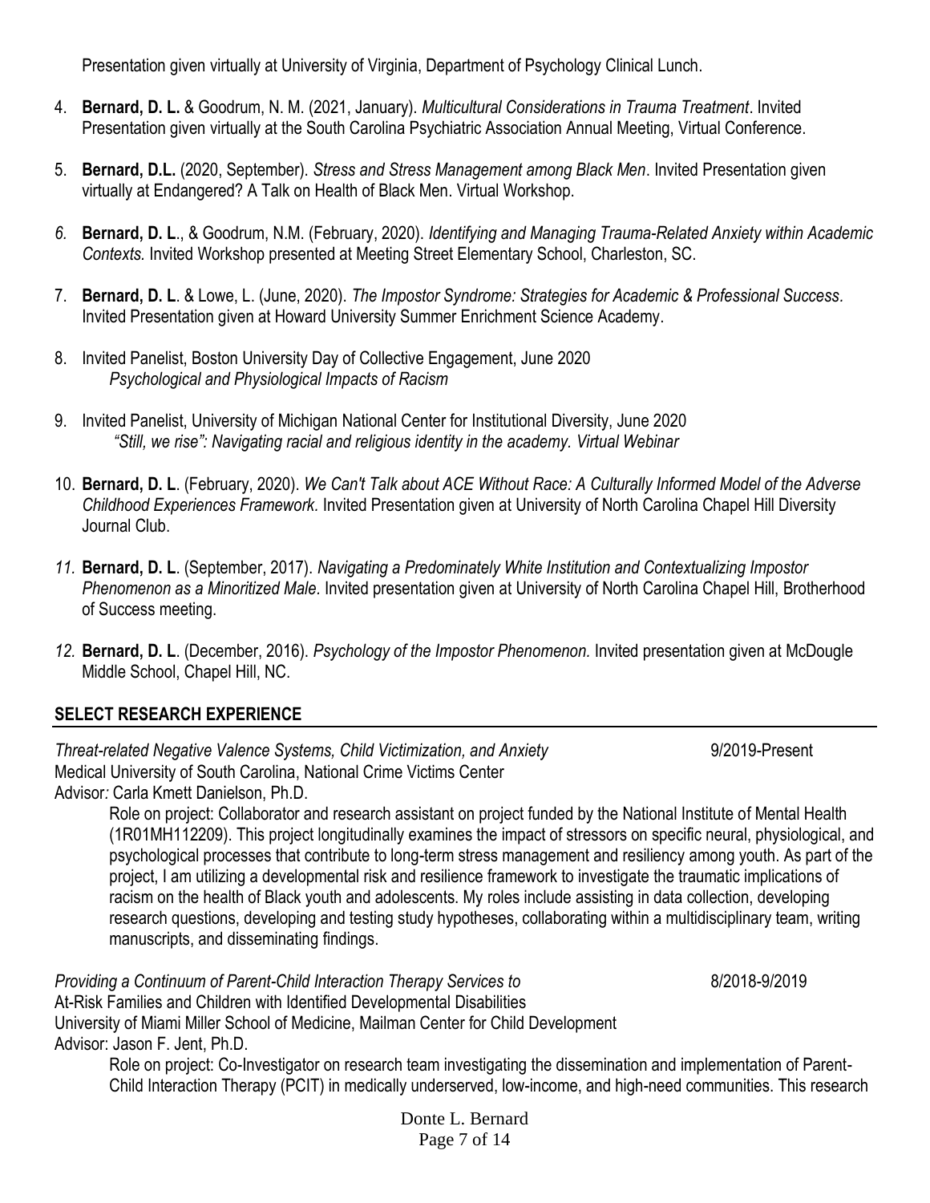Presentation given virtually at University of Virginia, Department of Psychology Clinical Lunch.

4. **Bernard, D. L.** & Goodrum, N. M. (2021, January). *Multicultural Considerations in Trauma Treatment*. Invited Presentation given virtually at the South Carolina Psychiatric Association Annual Meeting, Virtual Conference.

5. **Bernard, D.L.** (2020, September). *Stress and Stress Management among Black Men*. Invited Presentation given virtually at Endangered? A Talk on Health of Black Men. Virtual Workshop.

6. **Bernard, D. L**., & Goodrum, N.M. (February, 2020). *Identifying and Managing Trauma-Related Anxiety within Academic Contexts.* Invited Workshop presented at Meeting Street Elementary School, Charleston, SC.

7. **Bernard, D. L**. & Lowe, L. (June, 2020). *The Impostor Syndrome: Strategies for Academic & Professional Success.* Invited Presentation given at Howard University Summer Enrichment Science Academy.

8. Invited Panelist, Boston University Day of Collective Engagement, June 2020
   *Psychological and Physiological Impacts of Racism*

9. Invited Panelist, University of Michigan National Center for Institutional Diversity, June 2020
   *"Still, we rise": Navigating racial and religious identity in the academy. Virtual Webinar*

10. **Bernard, D. L**. (February, 2020). *We Can't Talk about ACE Without Race: A Culturally Informed Model of the Adverse Childhood Experiences Framework.* Invited Presentation given at University of North Carolina Chapel Hill Diversity Journal Club.

11. **Bernard, D. L**. (September, 2017). *Navigating a Predominately White Institution and Contextualizing Impostor Phenomenon as a Minoritized Male.* Invited presentation given at University of North Carolina Chapel Hill, Brotherhood of Success meeting.

12. **Bernard, D. L**. (December, 2016). *Psychology of the Impostor Phenomenon.* Invited presentation given at McDougle Middle School, Chapel Hill, NC.

## SELECT RESEARCH EXPERIENCE

*Threat-related Negative Valence Systems, Child Victimization, and Anxiety* — 9/2019-Present
Medical University of South Carolina, National Crime Victims Center
Advisor: Carla Kmett Danielson, Ph.D.

Role on project: Collaborator and research assistant on project funded by the National Institute of Mental Health (1R01MH112209). This project longitudinally examines the impact of stressors on specific neural, physiological, and psychological processes that contribute to long-term stress management and resiliency among youth. As part of the project, I am utilizing a developmental risk and resilience framework to investigate the traumatic implications of racism on the health of Black youth and adolescents. My roles include assisting in data collection, developing research questions, developing and testing study hypotheses, collaborating within a multidisciplinary team, writing manuscripts, and disseminating findings.

*Providing a Continuum of Parent-Child Interaction Therapy Services to At-Risk Families and Children with Identified Developmental Disabilities* — 8/2018-9/2019
University of Miami Miller School of Medicine, Mailman Center for Child Development
Advisor: Jason F. Jent, Ph.D.

Role on project: Co-Investigator on research team investigating the dissemination and implementation of Parent-Child Interaction Therapy (PCIT) in medically underserved, low-income, and high-need communities. This research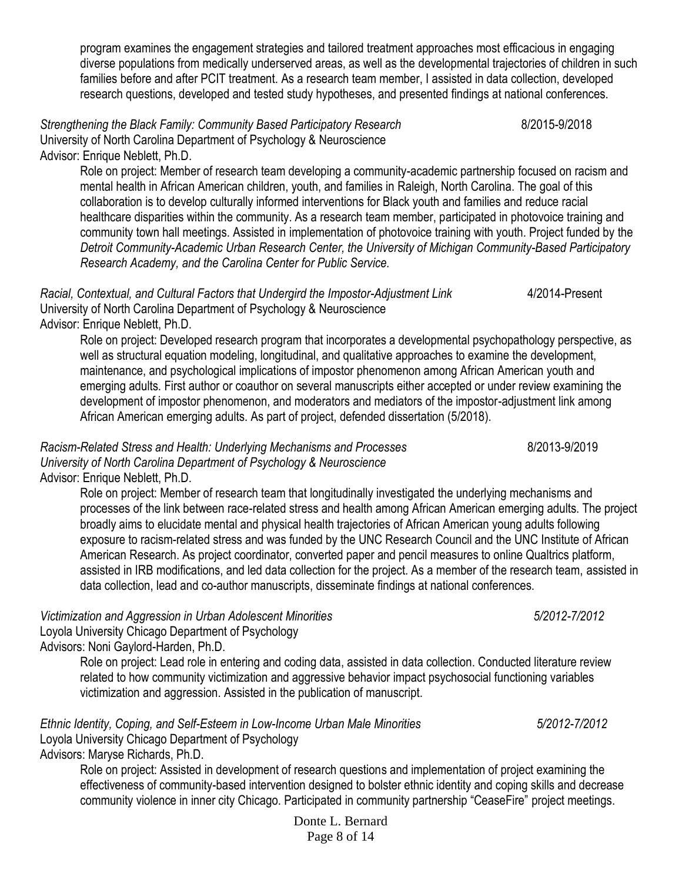program examines the engagement strategies and tailored treatment approaches most efficacious in engaging diverse populations from medically underserved areas, as well as the developmental trajectories of children in such families before and after PCIT treatment. As a research team member, I assisted in data collection, developed research questions, developed and tested study hypotheses, and presented findings at national conferences.

*Strengthening the Black Family: Community Based Participatory Research* 8/2015-9/2018
University of North Carolina Department of Psychology & Neuroscience
Advisor: Enrique Neblett, Ph.D.

Role on project: Member of research team developing a community-academic partnership focused on racism and mental health in African American children, youth, and families in Raleigh, North Carolina. The goal of this collaboration is to develop culturally informed interventions for Black youth and families and reduce racial healthcare disparities within the community. As a research team member, participated in photovoice training and community town hall meetings. Assisted in implementation of photovoice training with youth. Project funded by the *Detroit Community-Academic Urban Research Center, the University of Michigan Community-Based Participatory Research Academy, and the Carolina Center for Public Service.*

*Racial, Contextual, and Cultural Factors that Undergird the Impostor-Adjustment Link* 4/2014-Present
University of North Carolina Department of Psychology & Neuroscience
Advisor: Enrique Neblett, Ph.D.

Role on project: Developed research program that incorporates a developmental psychopathology perspective, as well as structural equation modeling, longitudinal, and qualitative approaches to examine the development, maintenance, and psychological implications of impostor phenomenon among African American youth and emerging adults. First author or coauthor on several manuscripts either accepted or under review examining the development of impostor phenomenon, and moderators and mediators of the impostor-adjustment link among African American emerging adults. As part of project, defended dissertation (5/2018).

*Racism-Related Stress and Health: Underlying Mechanisms and Processes* 8/2013-9/2019
*University of North Carolina Department of Psychology & Neuroscience*
Advisor: Enrique Neblett, Ph.D.

Role on project: Member of research team that longitudinally investigated the underlying mechanisms and processes of the link between race-related stress and health among African American emerging adults. The project broadly aims to elucidate mental and physical health trajectories of African American young adults following exposure to racism-related stress and was funded by the UNC Research Council and the UNC Institute of African American Research. As project coordinator, converted paper and pencil measures to online Qualtrics platform, assisted in IRB modifications, and led data collection for the project. As a member of the research team, assisted in data collection, lead and co-author manuscripts, disseminate findings at national conferences.

*Victimization and Aggression in Urban Adolescent Minorities* *5/2012-7/2012*
Loyola University Chicago Department of Psychology
Advisors: Noni Gaylord-Harden, Ph.D.

Role on project: Lead role in entering and coding data, assisted in data collection. Conducted literature review related to how community victimization and aggressive behavior impact psychosocial functioning variables victimization and aggression. Assisted in the publication of manuscript.

*Ethnic Identity, Coping, and Self-Esteem in Low-Income Urban Male Minorities* *5/2012-7/2012*
Loyola University Chicago Department of Psychology
Advisors: Maryse Richards, Ph.D.

Role on project: Assisted in development of research questions and implementation of project examining the effectiveness of community-based intervention designed to bolster ethnic identity and coping skills and decrease community violence in inner city Chicago. Participated in community partnership "CeaseFire" project meetings.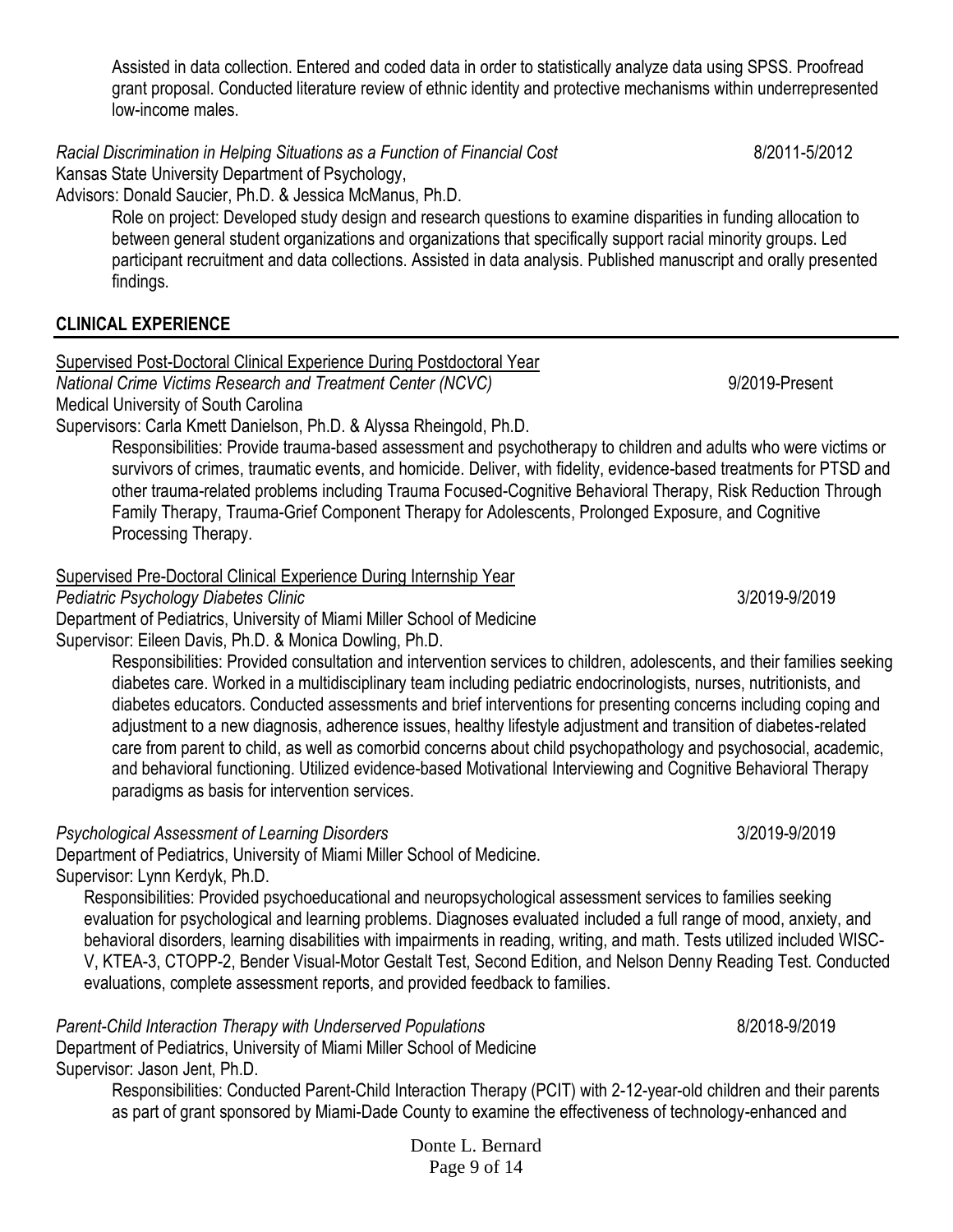Assisted in data collection. Entered and coded data in order to statistically analyze data using SPSS. Proofread grant proposal. Conducted literature review of ethnic identity and protective mechanisms within underrepresented low-income males.

*Racial Discrimination in Helping Situations as a Function of Financial Cost* 8/2011-5/2012
Kansas State University Department of Psychology,
Advisors: Donald Saucier, Ph.D. & Jessica McManus, Ph.D.

Role on project: Developed study design and research questions to examine disparities in funding allocation to between general student organizations and organizations that specifically support racial minority groups. Led participant recruitment and data collections. Assisted in data analysis. Published manuscript and orally presented findings.

## CLINICAL EXPERIENCE

Supervised Post-Doctoral Clinical Experience During Postdoctoral Year

*National Crime Victims Research and Treatment Center (NCVC)* 9/2019-Present
Medical University of South Carolina
Supervisors: Carla Kmett Danielson, Ph.D. & Alyssa Rheingold, Ph.D.

Responsibilities: Provide trauma-based assessment and psychotherapy to children and adults who were victims or survivors of crimes, traumatic events, and homicide. Deliver, with fidelity, evidence-based treatments for PTSD and other trauma-related problems including Trauma Focused-Cognitive Behavioral Therapy, Risk Reduction Through Family Therapy, Trauma-Grief Component Therapy for Adolescents, Prolonged Exposure, and Cognitive Processing Therapy.

Supervised Pre-Doctoral Clinical Experience During Internship Year

*Pediatric Psychology Diabetes Clinic* 3/2019-9/2019
Department of Pediatrics, University of Miami Miller School of Medicine
Supervisor: Eileen Davis, Ph.D. & Monica Dowling, Ph.D.

Responsibilities: Provided consultation and intervention services to children, adolescents, and their families seeking diabetes care. Worked in a multidisciplinary team including pediatric endocrinologists, nurses, nutritionists, and diabetes educators. Conducted assessments and brief interventions for presenting concerns including coping and adjustment to a new diagnosis, adherence issues, healthy lifestyle adjustment and transition of diabetes-related care from parent to child, as well as comorbid concerns about child psychopathology and psychosocial, academic, and behavioral functioning. Utilized evidence-based Motivational Interviewing and Cognitive Behavioral Therapy paradigms as basis for intervention services.

*Psychological Assessment of Learning Disorders* 3/2019-9/2019
Department of Pediatrics, University of Miami Miller School of Medicine.
Supervisor: Lynn Kerdyk, Ph.D.

Responsibilities: Provided psychoeducational and neuropsychological assessment services to families seeking evaluation for psychological and learning problems. Diagnoses evaluated included a full range of mood, anxiety, and behavioral disorders, learning disabilities with impairments in reading, writing, and math. Tests utilized included WISC-V, KTEA-3, CTOPP-2, Bender Visual-Motor Gestalt Test, Second Edition, and Nelson Denny Reading Test. Conducted evaluations, complete assessment reports, and provided feedback to families.

*Parent-Child Interaction Therapy with Underserved Populations* 8/2018-9/2019
Department of Pediatrics, University of Miami Miller School of Medicine
Supervisor: Jason Jent, Ph.D.

Responsibilities: Conducted Parent-Child Interaction Therapy (PCIT) with 2-12-year-old children and their parents as part of grant sponsored by Miami-Dade County to examine the effectiveness of technology-enhanced and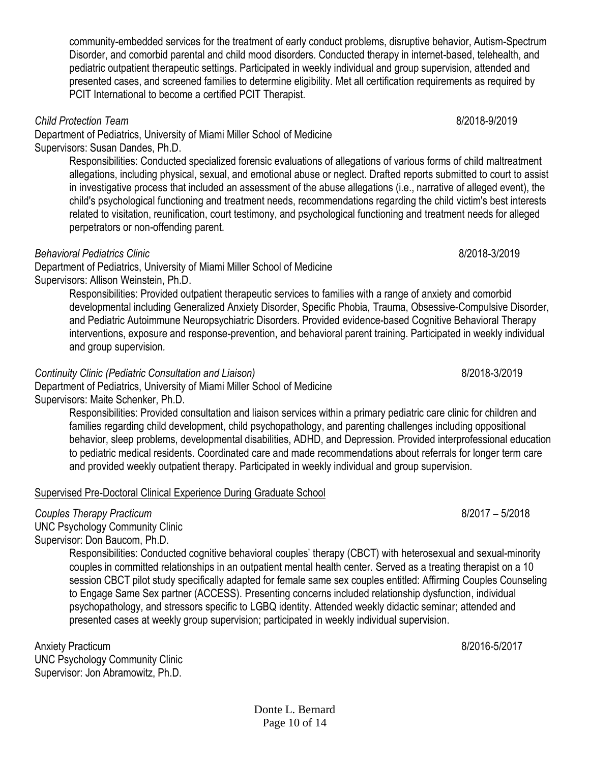community-embedded services for the treatment of early conduct problems, disruptive behavior, Autism-Spectrum Disorder, and comorbid parental and child mood disorders. Conducted therapy in internet-based, telehealth, and pediatric outpatient therapeutic settings. Participated in weekly individual and group supervision, attended and presented cases, and screened families to determine eligibility. Met all certification requirements as required by PCIT International to become a certified PCIT Therapist.

*Child Protection Team* 8/2018-9/2019

Department of Pediatrics, University of Miami Miller School of Medicine
Supervisors: Susan Dandes, Ph.D.

Responsibilities: Conducted specialized forensic evaluations of allegations of various forms of child maltreatment allegations, including physical, sexual, and emotional abuse or neglect. Drafted reports submitted to court to assist in investigative process that included an assessment of the abuse allegations (i.e., narrative of alleged event), the child's psychological functioning and treatment needs, recommendations regarding the child victim's best interests related to visitation, reunification, court testimony, and psychological functioning and treatment needs for alleged perpetrators or non-offending parent.

*Behavioral Pediatrics Clinic* 8/2018-3/2019

Department of Pediatrics, University of Miami Miller School of Medicine
Supervisors: Allison Weinstein, Ph.D.

Responsibilities: Provided outpatient therapeutic services to families with a range of anxiety and comorbid developmental including Generalized Anxiety Disorder, Specific Phobia, Trauma, Obsessive-Compulsive Disorder, and Pediatric Autoimmune Neuropsychiatric Disorders. Provided evidence-based Cognitive Behavioral Therapy interventions, exposure and response-prevention, and behavioral parent training. Participated in weekly individual and group supervision.

*Continuity Clinic (Pediatric Consultation and Liaison)* 8/2018-3/2019

Department of Pediatrics, University of Miami Miller School of Medicine
Supervisors: Maite Schenker, Ph.D.

Responsibilities: Provided consultation and liaison services within a primary pediatric care clinic for children and families regarding child development, child psychopathology, and parenting challenges including oppositional behavior, sleep problems, developmental disabilities, ADHD, and Depression. Provided interprofessional education to pediatric medical residents. Coordinated care and made recommendations about referrals for longer term care and provided weekly outpatient therapy. Participated in weekly individual and group supervision.

<u>Supervised Pre-Doctoral Clinical Experience During Graduate School</u>

*Couples Therapy Practicum* 8/2017 – 5/2018

UNC Psychology Community Clinic
Supervisor: Don Baucom, Ph.D.

Responsibilities: Conducted cognitive behavioral couples' therapy (CBCT) with heterosexual and sexual-minority couples in committed relationships in an outpatient mental health center. Served as a treating therapist on a 10 session CBCT pilot study specifically adapted for female same sex couples entitled: Affirming Couples Counseling to Engage Same Sex partner (ACCESS). Presenting concerns included relationship dysfunction, individual psychopathology, and stressors specific to LGBQ identity. Attended weekly didactic seminar; attended and presented cases at weekly group supervision; participated in weekly individual supervision.

Anxiety Practicum 8/2016-5/2017

UNC Psychology Community Clinic
Supervisor: Jon Abramowitz, Ph.D.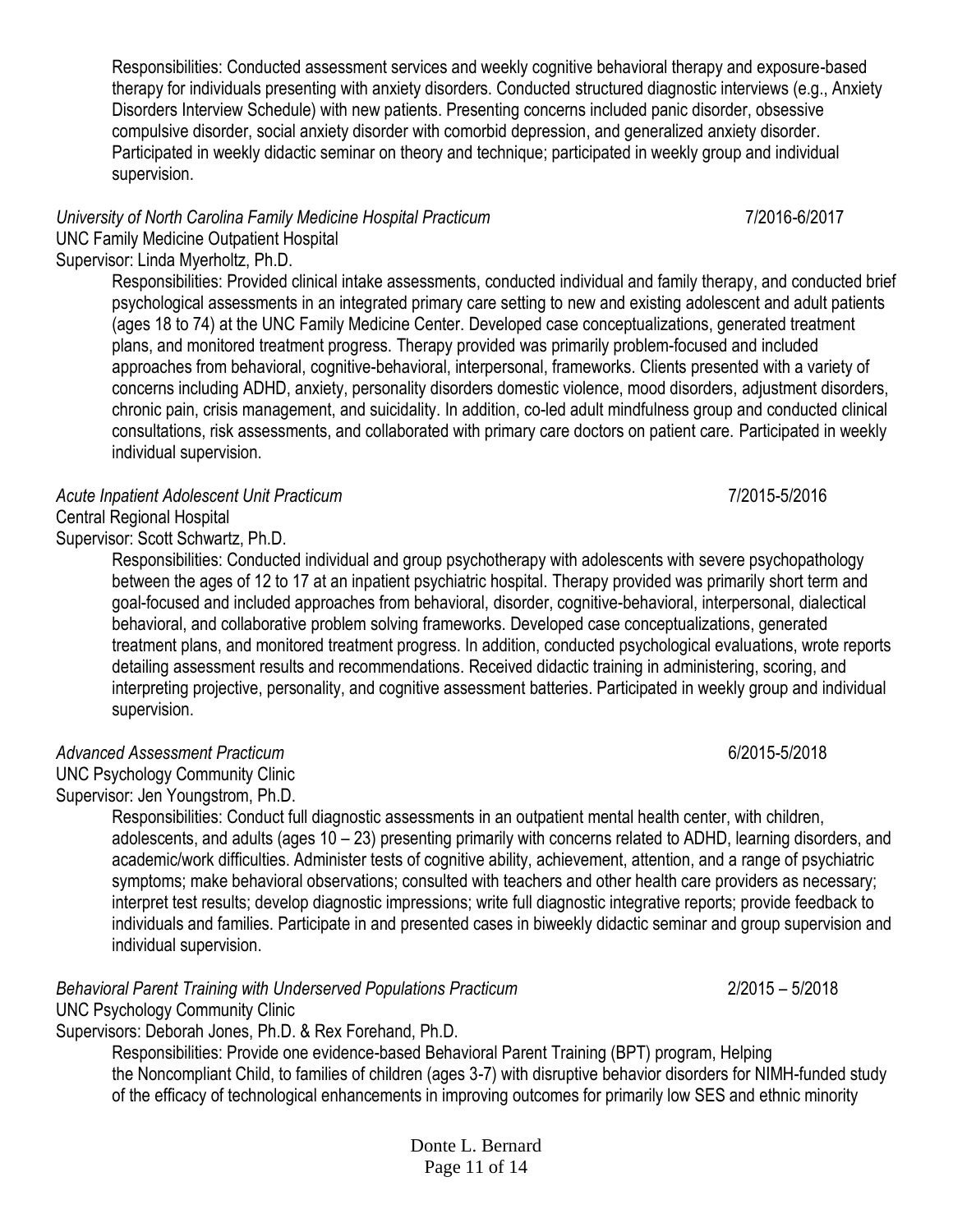Responsibilities: Conducted assessment services and weekly cognitive behavioral therapy and exposure-based therapy for individuals presenting with anxiety disorders. Conducted structured diagnostic interviews (e.g., Anxiety Disorders Interview Schedule) with new patients. Presenting concerns included panic disorder, obsessive compulsive disorder, social anxiety disorder with comorbid depression, and generalized anxiety disorder. Participated in weekly didactic seminar on theory and technique; participated in weekly group and individual supervision.

*University of North Carolina Family Medicine Hospital Practicum* 7/2016-6/2017
UNC Family Medicine Outpatient Hospital
Supervisor: Linda Myerholtz, Ph.D.

Responsibilities: Provided clinical intake assessments, conducted individual and family therapy, and conducted brief psychological assessments in an integrated primary care setting to new and existing adolescent and adult patients (ages 18 to 74) at the UNC Family Medicine Center. Developed case conceptualizations, generated treatment plans, and monitored treatment progress. Therapy provided was primarily problem-focused and included approaches from behavioral, cognitive-behavioral, interpersonal, frameworks. Clients presented with a variety of concerns including ADHD, anxiety, personality disorders domestic violence, mood disorders, adjustment disorders, chronic pain, crisis management, and suicidality. In addition, co-led adult mindfulness group and conducted clinical consultations, risk assessments, and collaborated with primary care doctors on patient care. Participated in weekly individual supervision.

*Acute Inpatient Adolescent Unit Practicum* 7/2015-5/2016
Central Regional Hospital
Supervisor: Scott Schwartz, Ph.D.

Responsibilities: Conducted individual and group psychotherapy with adolescents with severe psychopathology between the ages of 12 to 17 at an inpatient psychiatric hospital. Therapy provided was primarily short term and goal-focused and included approaches from behavioral, disorder, cognitive-behavioral, interpersonal, dialectical behavioral, and collaborative problem solving frameworks. Developed case conceptualizations, generated treatment plans, and monitored treatment progress. In addition, conducted psychological evaluations, wrote reports detailing assessment results and recommendations. Received didactic training in administering, scoring, and interpreting projective, personality, and cognitive assessment batteries. Participated in weekly group and individual supervision.

*Advanced Assessment Practicum* 6/2015-5/2018
UNC Psychology Community Clinic
Supervisor: Jen Youngstrom, Ph.D.

Responsibilities: Conduct full diagnostic assessments in an outpatient mental health center, with children, adolescents, and adults (ages 10 – 23) presenting primarily with concerns related to ADHD, learning disorders, and academic/work difficulties. Administer tests of cognitive ability, achievement, attention, and a range of psychiatric symptoms; make behavioral observations; consulted with teachers and other health care providers as necessary; interpret test results; develop diagnostic impressions; write full diagnostic integrative reports; provide feedback to individuals and families. Participate in and presented cases in biweekly didactic seminar and group supervision and individual supervision.

*Behavioral Parent Training with Underserved Populations Practicum* 2/2015 – 5/2018
UNC Psychology Community Clinic
Supervisors: Deborah Jones, Ph.D. & Rex Forehand, Ph.D.

Responsibilities: Provide one evidence-based Behavioral Parent Training (BPT) program, Helping the Noncompliant Child, to families of children (ages 3-7) with disruptive behavior disorders for NIMH-funded study of the efficacy of technological enhancements in improving outcomes for primarily low SES and ethnic minority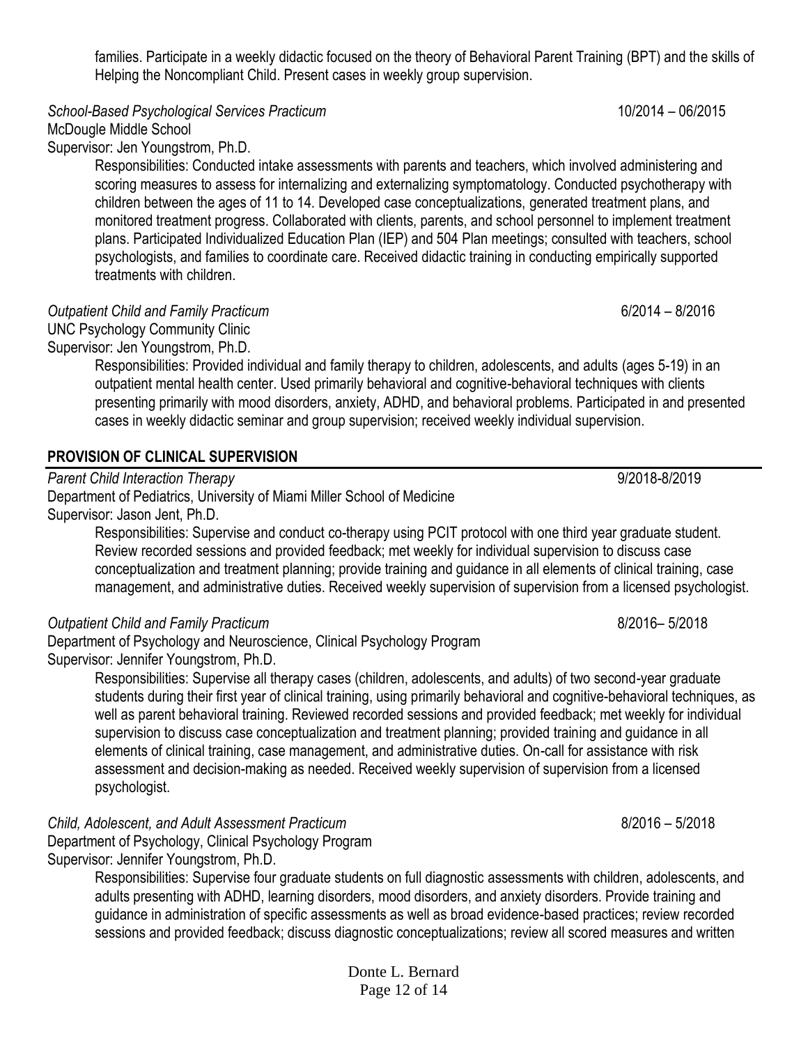families. Participate in a weekly didactic focused on the theory of Behavioral Parent Training (BPT) and the skills of Helping the Noncompliant Child. Present cases in weekly group supervision.

*School-Based Psychological Services Practicum* 10/2014 – 06/2015
McDougle Middle School
Supervisor: Jen Youngstrom, Ph.D.

Responsibilities: Conducted intake assessments with parents and teachers, which involved administering and scoring measures to assess for internalizing and externalizing symptomatology. Conducted psychotherapy with children between the ages of 11 to 14. Developed case conceptualizations, generated treatment plans, and monitored treatment progress. Collaborated with clients, parents, and school personnel to implement treatment plans. Participated Individualized Education Plan (IEP) and 504 Plan meetings; consulted with teachers, school psychologists, and families to coordinate care. Received didactic training in conducting empirically supported treatments with children.

*Outpatient Child and Family Practicum* 6/2014 – 8/2016
UNC Psychology Community Clinic
Supervisor: Jen Youngstrom, Ph.D.

Responsibilities: Provided individual and family therapy to children, adolescents, and adults (ages 5-19) in an outpatient mental health center. Used primarily behavioral and cognitive-behavioral techniques with clients presenting primarily with mood disorders, anxiety, ADHD, and behavioral problems. Participated in and presented cases in weekly didactic seminar and group supervision; received weekly individual supervision.

## PROVISION OF CLINICAL SUPERVISION

*Parent Child Interaction Therapy* 9/2018-8/2019
Department of Pediatrics, University of Miami Miller School of Medicine
Supervisor: Jason Jent, Ph.D.

Responsibilities: Supervise and conduct co-therapy using PCIT protocol with one third year graduate student. Review recorded sessions and provided feedback; met weekly for individual supervision to discuss case conceptualization and treatment planning; provide training and guidance in all elements of clinical training, case management, and administrative duties. Received weekly supervision of supervision from a licensed psychologist.

*Outpatient Child and Family Practicum* 8/2016– 5/2018
Department of Psychology and Neuroscience, Clinical Psychology Program
Supervisor: Jennifer Youngstrom, Ph.D.

Responsibilities: Supervise all therapy cases (children, adolescents, and adults) of two second-year graduate students during their first year of clinical training, using primarily behavioral and cognitive-behavioral techniques, as well as parent behavioral training. Reviewed recorded sessions and provided feedback; met weekly for individual supervision to discuss case conceptualization and treatment planning; provided training and guidance in all elements of clinical training, case management, and administrative duties. On-call for assistance with risk assessment and decision-making as needed. Received weekly supervision of supervision from a licensed psychologist.

*Child, Adolescent, and Adult Assessment Practicum* 8/2016 – 5/2018
Department of Psychology, Clinical Psychology Program
Supervisor: Jennifer Youngstrom, Ph.D.

Responsibilities: Supervise four graduate students on full diagnostic assessments with children, adolescents, and adults presenting with ADHD, learning disorders, mood disorders, and anxiety disorders. Provide training and guidance in administration of specific assessments as well as broad evidence-based practices; review recorded sessions and provided feedback; discuss diagnostic conceptualizations; review all scored measures and written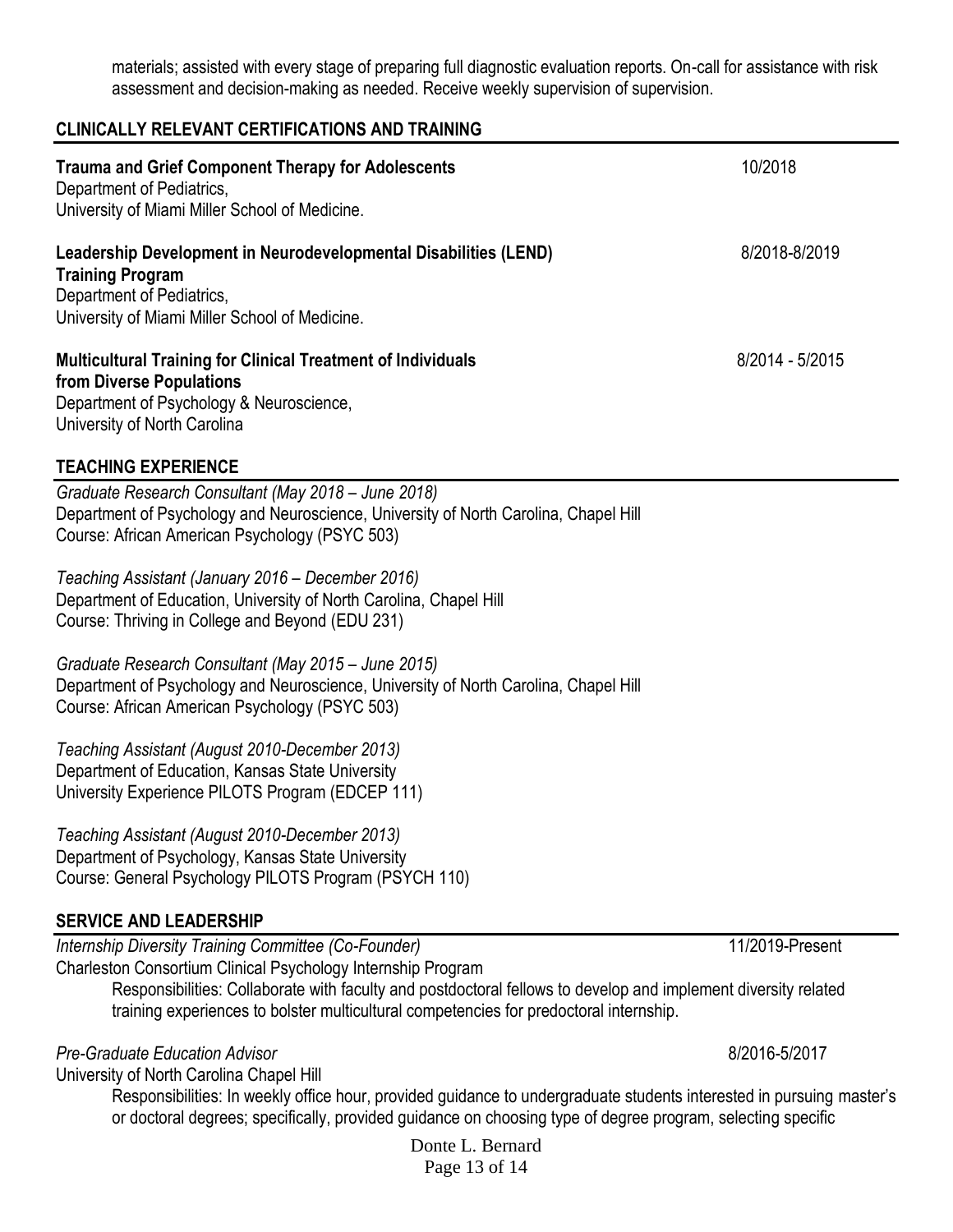materials; assisted with every stage of preparing full diagnostic evaluation reports. On-call for assistance with risk assessment and decision-making as needed. Receive weekly supervision of supervision.

## CLINICALLY RELEVANT CERTIFICATIONS AND TRAINING

**Trauma and Grief Component Therapy for Adolescents** — 10/2018
Department of Pediatrics,
University of Miami Miller School of Medicine.

**Leadership Development in Neurodevelopmental Disabilities (LEND) Training Program** — 8/2018-8/2019
Department of Pediatrics,
University of Miami Miller School of Medicine.

**Multicultural Training for Clinical Treatment of Individuals from Diverse Populations** — 8/2014 - 5/2015
Department of Psychology & Neuroscience,
University of North Carolina

## TEACHING EXPERIENCE

*Graduate Research Consultant (May 2018 – June 2018)*
Department of Psychology and Neuroscience, University of North Carolina, Chapel Hill
Course: African American Psychology (PSYC 503)

*Teaching Assistant (January 2016 – December 2016)*
Department of Education, University of North Carolina, Chapel Hill
Course: Thriving in College and Beyond (EDU 231)

*Graduate Research Consultant (May 2015 – June 2015)*
Department of Psychology and Neuroscience, University of North Carolina, Chapel Hill
Course: African American Psychology (PSYC 503)

*Teaching Assistant (August 2010-December 2013)*
Department of Education, Kansas State University
University Experience PILOTS Program (EDCEP 111)

*Teaching Assistant (August 2010-December 2013)*
Department of Psychology, Kansas State University
Course: General Psychology PILOTS Program (PSYCH 110)

## SERVICE AND LEADERSHIP

*Internship Diversity Training Committee (Co-Founder)* — 11/2019-Present
Charleston Consortium Clinical Psychology Internship Program
Responsibilities: Collaborate with faculty and postdoctoral fellows to develop and implement diversity related training experiences to bolster multicultural competencies for predoctoral internship.

*Pre-Graduate Education Advisor* — 8/2016-5/2017
University of North Carolina Chapel Hill
Responsibilities: In weekly office hour, provided guidance to undergraduate students interested in pursuing master's or doctoral degrees; specifically, provided guidance on choosing type of degree program, selecting specific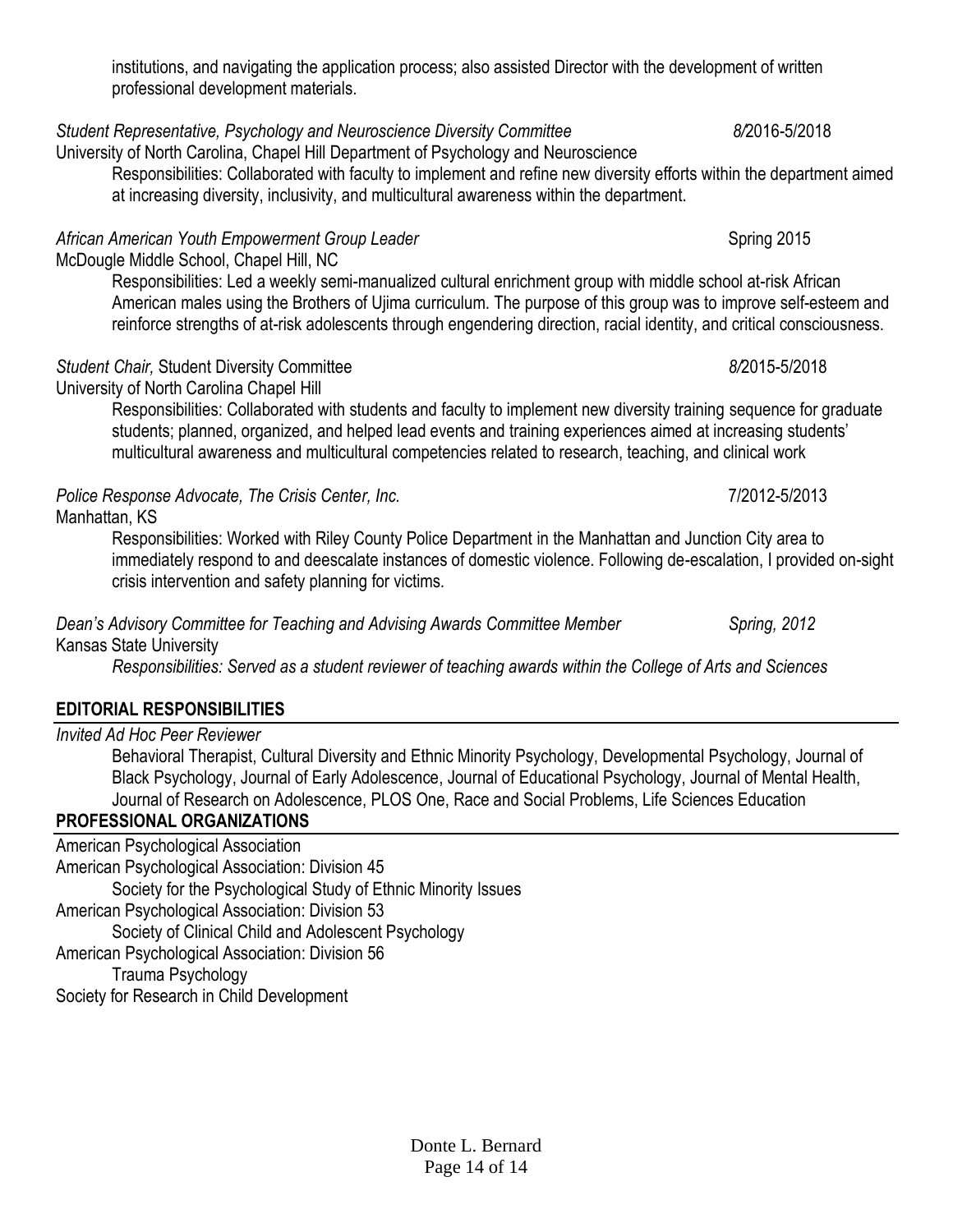institutions, and navigating the application process; also assisted Director with the development of written professional development materials.

*Student Representative, Psychology and Neuroscience Diversity Committee* 8/2016-5/2018
University of North Carolina, Chapel Hill Department of Psychology and Neuroscience
Responsibilities: Collaborated with faculty to implement and refine new diversity efforts within the department aimed at increasing diversity, inclusivity, and multicultural awareness within the department.

*African American Youth Empowerment Group Leader* Spring 2015
McDougle Middle School, Chapel Hill, NC
Responsibilities: Led a weekly semi-manualized cultural enrichment group with middle school at-risk African American males using the Brothers of Ujima curriculum. The purpose of this group was to improve self-esteem and reinforce strengths of at-risk adolescents through engendering direction, racial identity, and critical consciousness.

*Student Chair,* Student Diversity Committee 8/2015-5/2018
University of North Carolina Chapel Hill
Responsibilities: Collaborated with students and faculty to implement new diversity training sequence for graduate students; planned, organized, and helped lead events and training experiences aimed at increasing students' multicultural awareness and multicultural competencies related to research, teaching, and clinical work

*Police Response Advocate, The Crisis Center, Inc.* 7/2012-5/2013
Manhattan, KS
Responsibilities: Worked with Riley County Police Department in the Manhattan and Junction City area to immediately respond to and deescalate instances of domestic violence. Following de-escalation, I provided on-sight crisis intervention and safety planning for victims.

*Dean's Advisory Committee for Teaching and Advising Awards Committee Member* *Spring, 2012*
Kansas State University
*Responsibilities: Served as a student reviewer of teaching awards within the College of Arts and Sciences*

## EDITORIAL RESPONSIBILITIES

*Invited Ad Hoc Peer Reviewer*
Behavioral Therapist, Cultural Diversity and Ethnic Minority Psychology, Developmental Psychology, Journal of Black Psychology, Journal of Early Adolescence, Journal of Educational Psychology, Journal of Mental Health, Journal of Research on Adolescence, PLOS One, Race and Social Problems, Life Sciences Education

## PROFESSIONAL ORGANIZATIONS

American Psychological Association
American Psychological Association: Division 45
Society for the Psychological Study of Ethnic Minority Issues
American Psychological Association: Division 53
Society of Clinical Child and Adolescent Psychology
American Psychological Association: Division 56
Trauma Psychology
Society for Research in Child Development